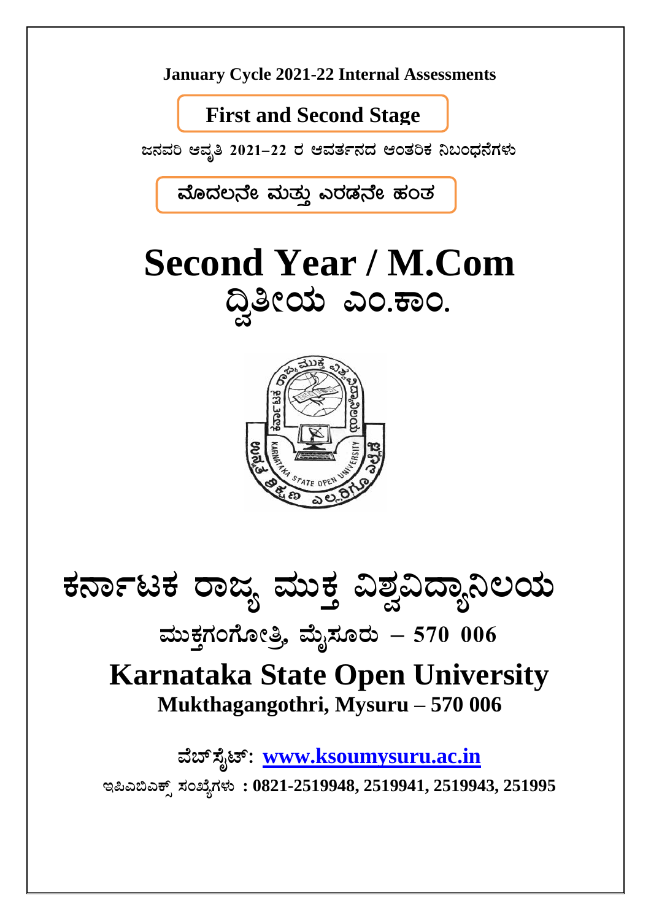**January Cycle 2021-22 Internal Assessments**

**First and Second Stage**

**ಜನವರಿ ಆವೃತಿ 2021–22 ರ ಆವರ್ತನದ ಆಂತರಿಕ ನಿಬಂಧನೆಗಳು**

**ಮೊದಲನೇ ಮತ್ತು ಎರಡನೇ ಹಂತ**

# Second Year / M.Com

# ದ್ವಿತೀಯ ಎಂ.ಕಾಂ.

# ಕರ್ನಾಟಕ ರಾಜ್ಯ ಮುಕ್ತ ವಿಶ್ವವಿದ್ಯಾನಿಲಯ

## ಮುಕ್ತಗಂಗೋತ್ರಿ, ಮೈಸೂರು – 570 006

# Karnataka State Open University

## Mukthagangothri, Mysuru – 570 006

**ವೆಬ್‌ಸೈಟ್: [www.ksoumysuru.ac.in](http://www.ksoumysuru.ac.in)**

**ಇಪಿಎಬಿಎಕ್ಸ್ ಸಂಖ್ಯೆಗಳು : 0821-2519948, 2519941, 2519943, 251995**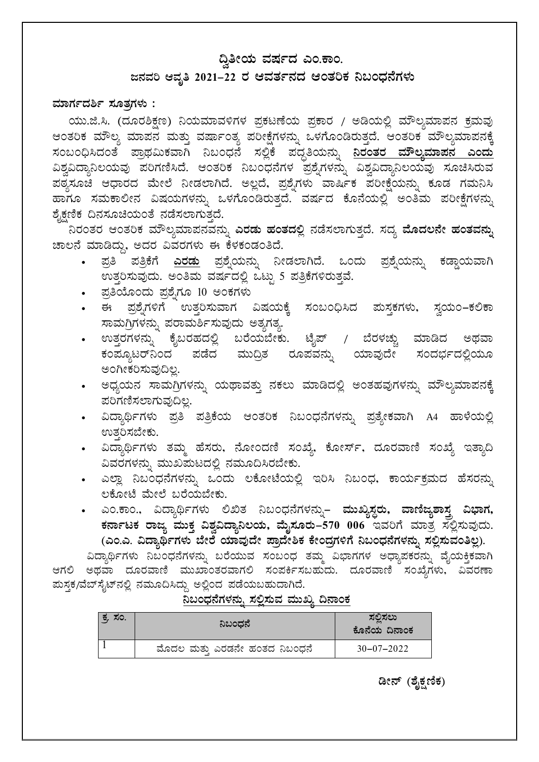## ದ್ವಿತೀಯ ವರ್ಷದ ಎಂ.ಕಾಂ.
## ಜನವರಿ ಆವೃತಿ 2021–22 ರ ಆವರ್ತನದ ಆಂತರಿಕ ನಿಬಂಧನೆಗಳು

**ಮಾರ್ಗದರ್ಶಿ ಸೂತ್ರಗಳು :**

ಯು.ಜಿ.ಸಿ. (ದೂರಶಿಕ್ಷಣ) ನಿಯಮಾವಳಿಗಳ ಪ್ರಕಟಣೆಯ ಪ್ರಕಾರ / ಅಡಿಯಲ್ಲಿ ಮೌಲ್ಯಮಾಪನ ಕ್ರಮವು ಆಂತರಿಕ ಮೌಲ್ಯ ಮಾಪನ ಮತ್ತು ವರ್ಷಾಂತ್ಯ ಪರೀಕ್ಷೆಗಳನ್ನು ಒಳಗೊಂಡಿರುತ್ತದೆ. ಆಂತರಿಕ ಮೌಲ್ಯಮಾಪನಕ್ಕೆ ಸಂಬಂಧಿಸಿದಂತೆ ಪ್ರಾಥಮಿಕವಾಗಿ ನಿಬಂಧನೆ ಸಲ್ಲಿಕೆ ಪದ್ಧತಿಯನ್ನು **ನಿರಂತರ ಮೌಲ್ಯಮಾಪನ ಎಂದು** ವಿಶ್ವವಿದ್ಯಾನಿಲಯವು ಪರಿಗಣಿಸಿದೆ. ಆಂತರಿಕ ನಿಬಂಧನೆಗಳ ಪ್ರಶ್ನೆಗಳನ್ನು ವಿಶ್ವವಿದ್ಯಾನಿಲಯವು ಸೂಚಿಸಿರುವ ಪಠ್ಯಸೂಚಿ ಆಧಾರದ ಮೇಲೆ ನೀಡಲಾಗಿದೆ. ಅಲ್ಲದೆ, ಪ್ರಶ್ನೆಗಳು ವಾರ್ಷಿಕ ಪರೀಕ್ಷೆಯನ್ನು ಕೂಡ ಗಮನಿಸಿ ಹಾಗೂ ಸಮಕಾಲೀನ ವಿಷಯಗಳನ್ನು ಒಳಗೊಂಡಿರುತ್ತದೆ. ವರ್ಷದ ಕೊನೆಯಲ್ಲಿ ಅಂತಿಮ ಪರೀಕ್ಷೆಗಳನ್ನು ಶೈಕ್ಷಣಿಕ ದಿನಸೂಚಿಯಂತೆ ನಡೆಸಲಾಗುತ್ತದೆ.

ನಿರಂತರ ಆಂತರಿಕ ಮೌಲ್ಯಮಾಪನವನ್ನು **ಎರಡು ಹಂತದಲ್ಲಿ** ನಡೆಸಲಾಗುತ್ತದೆ. ಸದ್ಯ **ಮೊದಲನೇ ಹಂತವನ್ನು** ಚಾಲನೆ ಮಾಡಿದ್ದು, ಅದರ ವಿವರಗಳು ಈ ಕೆಳಕಂಡಂತಿದೆ.

- ಪ್ರತಿ ಪತ್ರಿಕೆಗೆ **ಎರಡು** ಪ್ರಶ್ನೆಯನ್ನು ನೀಡಲಾಗಿದೆ. ಒಂದು ಪ್ರಶ್ನೆಯನ್ನು ಕಡ್ಡಾಯವಾಗಿ ಉತ್ತರಿಸುವುದು. ಅಂತಿಮ ವರ್ಷದಲ್ಲಿ ಒಟ್ಟು 5 ಪತ್ರಿಕೆಗಳಿರುತ್ತವೆ.
- ಪ್ರತಿಯೊಂದು ಪ್ರಶ್ನೆಗೂ 10 ಅಂಕಗಳು
- ಈ ಪ್ರಶ್ನೆಗಳಿಗೆ ಉತ್ತರಿಸುವಾಗ ವಿಷಯಕ್ಕೆ ಸಂಬಂಧಿಸಿದ ಪುಸ್ತಕಗಳು, ಸ್ವಯಂ–ಕಲಿಕಾ ಸಾಮಗ್ರಿಗಳನ್ನು ಪರಾಮರ್ಶಿಸುವುದು ಅತ್ಯಗತ್ಯ.
- ಉತ್ತರಗಳನ್ನು ಕೈಬರಹದಲ್ಲಿ ಬರೆಯಬೇಕು. ಟೈಪ್ / ಬೆರಳಚ್ಚು ಮಾಡಿದ ಅಥವಾ ಕಂಪ್ಯೂಟರ್‌ನಿಂದ ಪಡೆದ ಮುದ್ರಿತ ರೂಪವನ್ನು ಯಾವುದೇ ಸಂದರ್ಭದಲ್ಲಿಯೂ ಅಂಗೀಕರಿಸುವುದಿಲ್ಲ.
- ಅಧ್ಯಯನ ಸಾಮಗ್ರಿಗಳನ್ನು ಯಥಾವತ್ತು ನಕಲು ಮಾಡಿದಲ್ಲಿ ಅಂತಹವುಗಳನ್ನು ಮೌಲ್ಯಮಾಪನಕ್ಕೆ ಪರಿಗಣಿಸಲಾಗುವುದಿಲ್ಲ.
- ವಿದ್ಯಾರ್ಥಿಗಳು ಪ್ರತಿ ಪತ್ರಿಕೆಯ ಆಂತರಿಕ ನಿಬಂಧನೆಗಳನ್ನು ಪ್ರತ್ಯೇಕವಾಗಿ A4 ಹಾಳೆಯಲ್ಲಿ ಉತ್ತರಿಸಬೇಕು.
- ವಿದ್ಯಾರ್ಥಿಗಳು ತಮ್ಮ ಹೆಸರು, ನೋಂದಣಿ ಸಂಖ್ಯೆ, ಕೋರ್ಸ್, ದೂರವಾಣಿ ಸಂಖ್ಯೆ ಇತ್ಯಾದಿ ವಿವರಗಳನ್ನು ಮುಖಪುಟದಲ್ಲಿ ನಮೂದಿಸಿರಬೇಕು.
- ಎಲ್ಲಾ ನಿಬಂಧನೆಗಳನ್ನು ಒಂದು ಲಕೋಟೆಯಲ್ಲಿ ಇರಿಸಿ ನಿಬಂಧ, ಕಾರ್ಯಕ್ರಮದ ಹೆಸರನ್ನು ಲಕೋಟೆ ಮೇಲೆ ಬರೆಯಬೇಕು.
- ಎಂ.ಕಾಂ., ವಿದ್ಯಾರ್ಥಿಗಳು ಲಿಖಿತ ನಿಬಂಧನೆಗಳನ್ನು– **ಮುಖ್ಯಸ್ಥರು, ವಾಣಿಜ್ಯಶಾಸ್ತ್ರ ವಿಭಾಗ, ಕರ್ನಾಟಕ ರಾಜ್ಯ ಮುಕ್ತ ವಿಶ್ವವಿದ್ಯಾನಿಲಯ, ಮೈಸೂರು–570 006** ಇವರಿಗೆ ಮಾತ್ರ ಸಲ್ಲಿಸುವುದು. **(ಎಂ.ಎ. ವಿದ್ಯಾರ್ಥಿಗಳು ಬೇರೆ ಯಾವುದೇ ಪ್ರಾದೇಶಿಕ ಕೇಂದ್ರಗಳಿಗೆ ನಿಬಂಧನೆಗಳನ್ನು ಸಲ್ಲಿಸುವಂತಿಲ್ಲ).**

ವಿದ್ಯಾರ್ಥಿಗಳು ನಿಬಂಧನೆಗಳನ್ನು ಬರೆಯುವ ಸಂಬಂಧ ತಮ್ಮ ವಿಭಾಗಗಳ ಅಧ್ಯಾಪಕರನ್ನು ವೈಯಕ್ತಿಕವಾಗಿ ಆಗಲಿ ಅಥವಾ ದೂರವಾಣಿ ಮುಖಾಂತರವಾಗಲಿ ಸಂಪರ್ಕಿಸಬಹುದು. ದೂರವಾಣಿ ಸಂಖ್ಯೆಗಳು, ವಿವರಣಾ ಪುಸ್ತಕ/ವೆಬ್‌ಸೈಟ್‌ನಲ್ಲಿ ನಮೂದಿಸಿದ್ದು ಅಲ್ಲಿಂದ ಪಡೆಯಬಹುದಾಗಿದೆ.

**ನಿಬಂಧನೆಗಳನ್ನು ಸಲ್ಲಿಸುವ ಮುಖ್ಯ ದಿನಾಂಕ**

| ಕ್ರ. ಸಂ. | ನಿಬಂಧನೆ | ಸಲ್ಲಿಸಲು ಕೊನೆಯ ದಿನಾಂಕ |
|---|---|---|
| 1 | ಮೊದಲ ಮತ್ತು ಎರಡನೇ ಹಂತದ ನಿಬಂಧನೆ | 30–07–2022 |

**ಡೀನ್ (ಶೈಕ್ಷಣಿಕ)**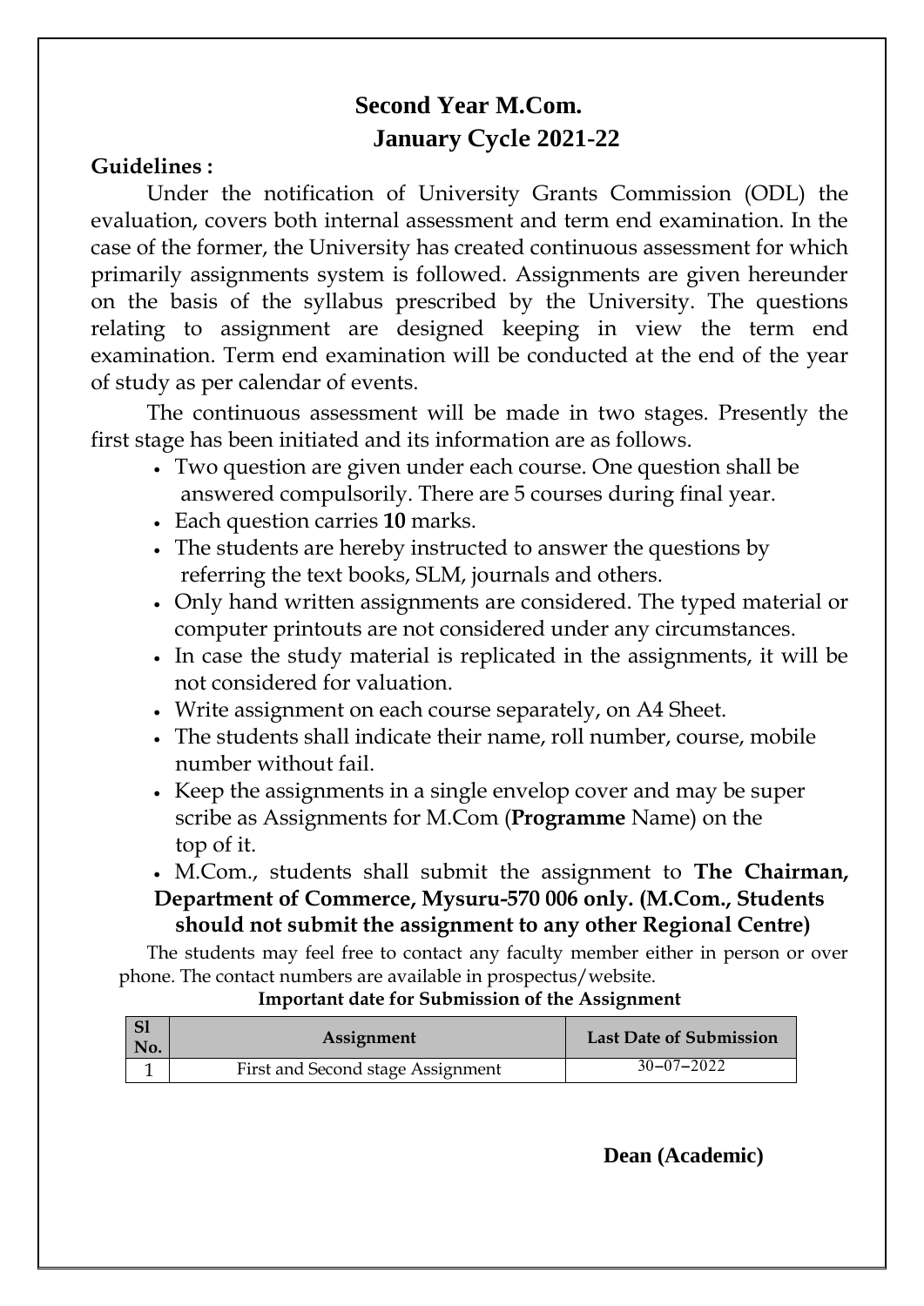# Second Year M.Com.

## January Cycle 2021-22

**Guidelines :**

Under the notification of University Grants Commission (ODL) the evaluation, covers both internal assessment and term end examination. In the case of the former, the University has created continuous assessment for which primarily assignments system is followed. Assignments are given hereunder on the basis of the syllabus prescribed by the University. The questions relating to assignment are designed keeping in view the term end examination. Term end examination will be conducted at the end of the year of study as per calendar of events.

The continuous assessment will be made in two stages. Presently the first stage has been initiated and its information are as follows.

- Two question are given under each course. One question shall be answered compulsorily. There are 5 courses during final year.
- Each question carries **10** marks.
- The students are hereby instructed to answer the questions by referring the text books, SLM, journals and others.
- Only hand written assignments are considered. The typed material or computer printouts are not considered under any circumstances.
- In case the study material is replicated in the assignments, it will be not considered for valuation.
- Write assignment on each course separately, on A4 Sheet.
- The students shall indicate their name, roll number, course, mobile number without fail.
- Keep the assignments in a single envelop cover and may be super scribe as Assignments for M.Com (**Programme** Name) on the top of it.
- M.Com., students shall submit the assignment to **The Chairman, Department of Commerce, Mysuru-570 006 only. (M.Com., Students should not submit the assignment to any other Regional Centre)**

The students may feel free to contact any faculty member either in person or over phone. The contact numbers are available in prospectus/website.

**Important date for Submission of the Assignment**

| Sl No. | Assignment | Last Date of Submission |
|---|---|---|
| 1 | First and Second stage Assignment | 30–07–2022 |

**Dean (Academic)**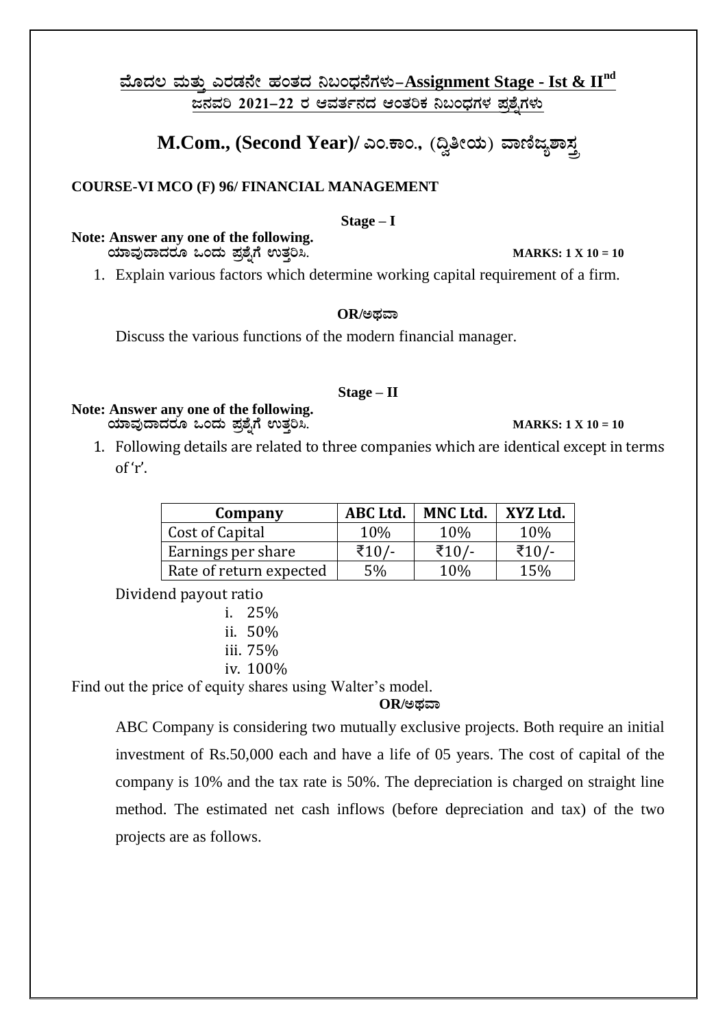## ಮೊದಲ ಮತ್ತು ಎರಡನೇ ಹಂತದ ನಿಬಂಧನೆಗಳು–Assignment Stage - Ist & IInd

**ಜನವರಿ 2021–22 ರ ಆವರ್ತನದ ಆಂತರಿಕ ನಿಬಂಧಗಳ ಪ್ರಶ್ನೆಗಳು**

# M.Com., (Second Year)/ ಎಂ.ಕಾಂ., (ದ್ವಿತೀಯ) ವಾಣಿಜ್ಯಶಾಸ್ತ್ರ

**COURSE-VI MCO (F) 96/ FINANCIAL MANAGEMENT**

**Stage – I**

**Note: Answer any one of the following.**
**ಯಾವುದಾದರೂ ಒಂದು ಪ್ರಶ್ನೆಗೆ ಉತ್ತರಿಸಿ.** **MARKS: 1 X 10 = 10**

1. Explain various factors which determine working capital requirement of a firm.

**OR/ಅಥವಾ**

Discuss the various functions of the modern financial manager.

**Stage – II**

**Note: Answer any one of the following.**
**ಯಾವುದಾದರೂ ಒಂದು ಪ್ರಶ್ನೆಗೆ ಉತ್ತರಿಸಿ.** **MARKS: 1 X 10 = 10**

1. Following details are related to three companies which are identical except in terms of 'r'.

| Company | ABC Ltd. | MNC Ltd. | XYZ Ltd. |
|---|---|---|---|
| Cost of Capital | 10% | 10% | 10% |
| Earnings per share | ₹10/- | ₹10/- | ₹10/- |
| Rate of return expected | 5% | 10% | 15% |

Dividend payout ratio

i. 25%
ii. 50%
iii. 75%
iv. 100%

Find out the price of equity shares using Walter's model.

**OR/ಅಥವಾ**

ABC Company is considering two mutually exclusive projects. Both require an initial investment of Rs.50,000 each and have a life of 05 years. The cost of capital of the company is 10% and the tax rate is 50%. The depreciation is charged on straight line method. The estimated net cash inflows (before depreciation and tax) of the two projects are as follows.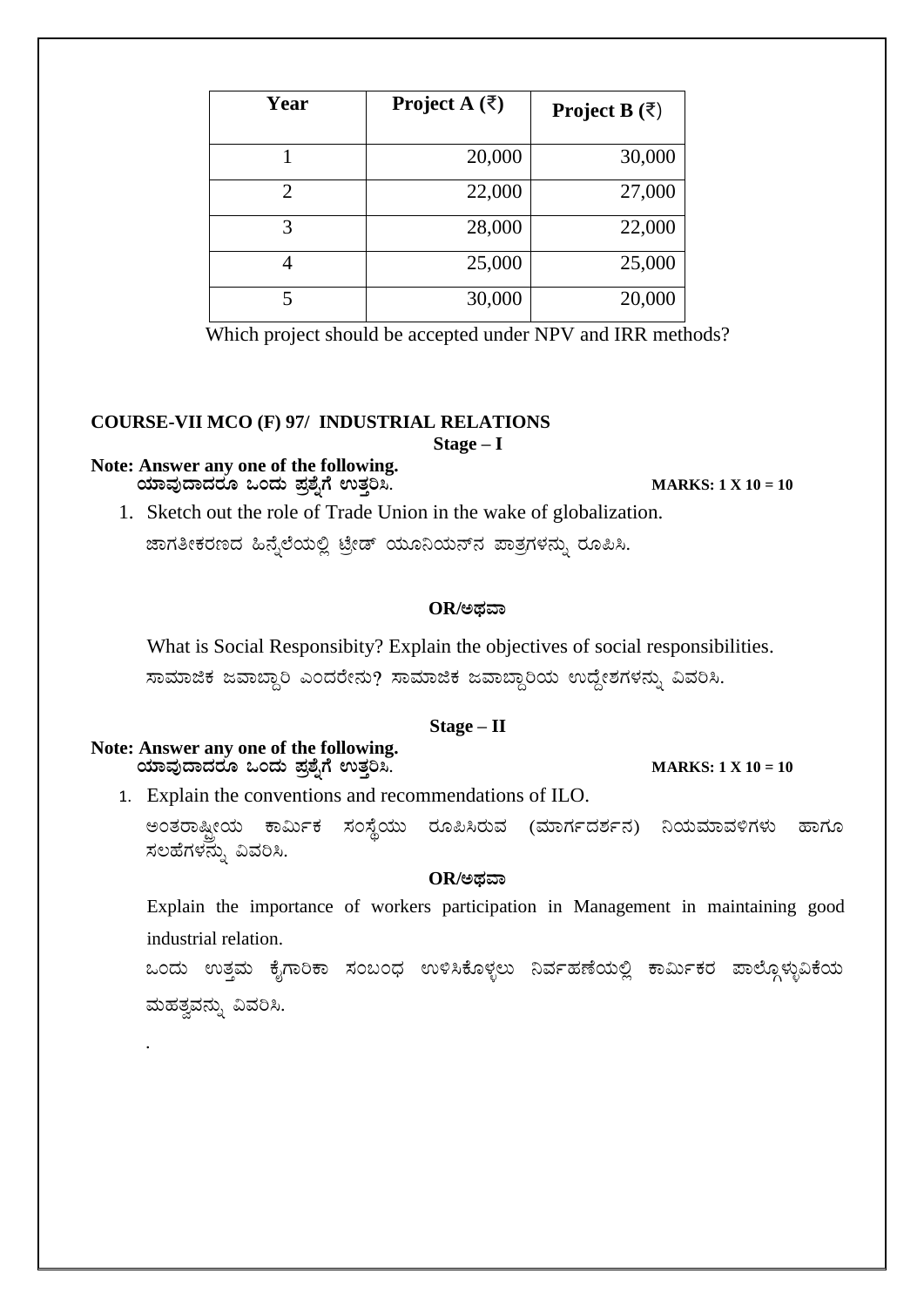| Year | Project A (₹) | Project B (₹) |
|---|---|---|
| 1 | 20,000 | 30,000 |
| 2 | 22,000 | 27,000 |
| 3 | 28,000 | 22,000 |
| 4 | 25,000 | 25,000 |
| 5 | 30,000 | 20,000 |

Which project should be accepted under NPV and IRR methods?

## COURSE-VII MCO (F) 97/ INDUSTRIAL RELATIONS

### Stage – I

**Note: Answer any one of the following.**
**ಯಾವುದಾದರೂ ಒಂದು ಪ್ರಶ್ನೆಗೆ ಉತ್ತರಿಸಿ.** **MARKS: 1 X 10 = 10**

1. Sketch out the role of Trade Union in the wake of globalization.
   ಜಾಗತೀಕರಣದ ಹಿನ್ನೆಲೆಯಲ್ಲಿ ಟ್ರೇಡ್ ಯೂನಿಯನ್‌ನ ಪಾತ್ರಗಳನ್ನು ರೂಪಿಸಿ.

**OR/ಅಥವಾ**

What is Social Responsibity? Explain the objectives of social responsibilities.
ಸಾಮಾಜಿಕ ಜವಾಬ್ದಾರಿ ಎಂದರೇನು? ಸಾಮಾಜಿಕ ಜವಾಬ್ದಾರಿಯ ಉದ್ದೇಶಗಳನ್ನು ವಿವರಿಸಿ.

### Stage – II

**Note: Answer any one of the following.**
**ಯಾವುದಾದರೂ ಒಂದು ಪ್ರಶ್ನೆಗೆ ಉತ್ತರಿಸಿ.** **MARKS: 1 X 10 = 10**

1. Explain the conventions and recommendations of ILO.
   ಅಂತರಾಷ್ಟ್ರೀಯ ಕಾರ್ಮಿಕ ಸಂಸ್ಥೆಯು ರೂಪಿಸಿರುವ (ಮಾರ್ಗದರ್ಶನ) ನಿಯಮಾವಳಿಗಳು ಹಾಗೂ ಸಲಹೆಗಳನ್ನು ವಿವರಿಸಿ.

**OR/ಅಥವಾ**

Explain the importance of workers participation in Management in maintaining good industrial relation.
ಒಂದು ಉತ್ತಮ ಕೈಗಾರಿಕಾ ಸಂಬಂಧ ಉಳಿಸಿಕೊಳ್ಳಲು ನಿರ್ವಹಣೆಯಲ್ಲಿ ಕಾರ್ಮಿಕರ ಪಾಲ್ಗೊಳ್ಳುವಿಕೆಯ ಮಹತ್ವವನ್ನು ವಿವರಿಸಿ.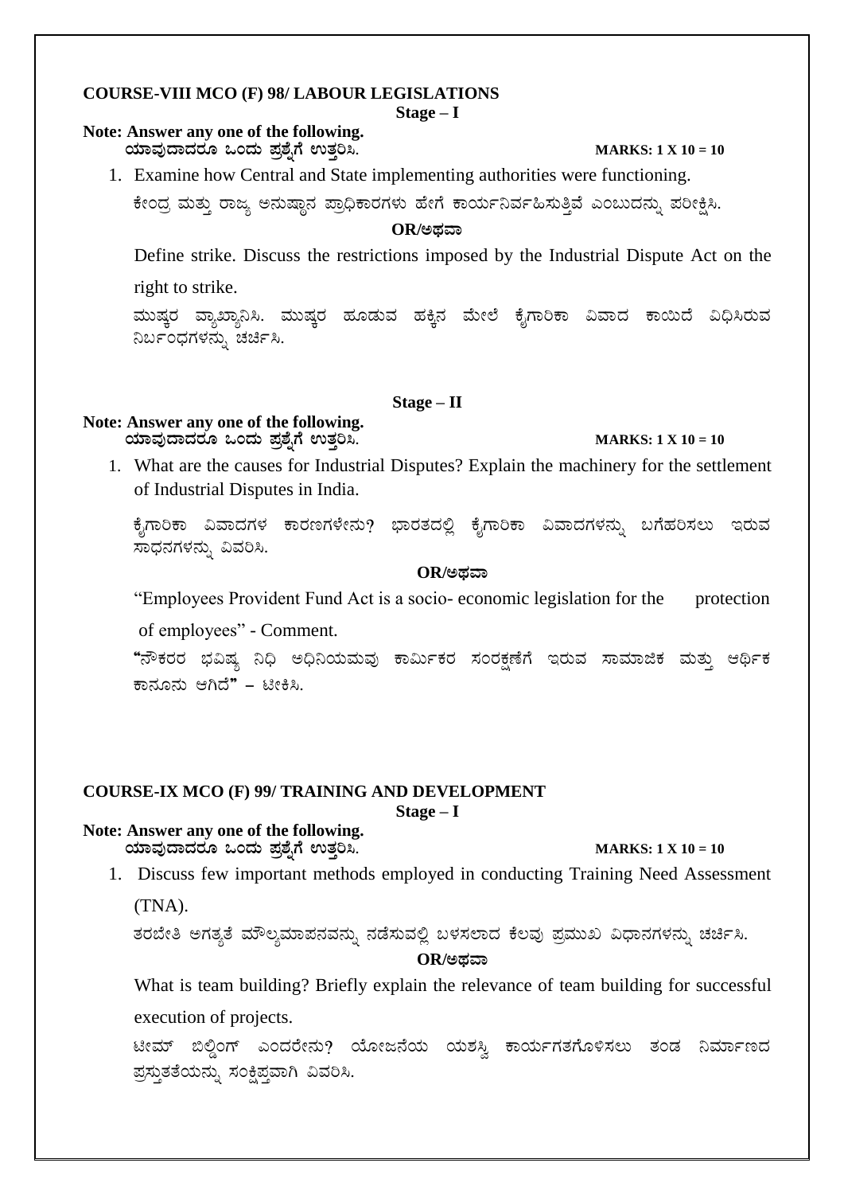## COURSE-VIII MCO (F) 98/ LABOUR LEGISLATIONS

**Stage – I**

**Note: Answer any one of the following.**
**ಯಾವುದಾದರೂ ಒಂದು ಪ್ರಶ್ನೆಗೆ ಉತ್ತರಿಸಿ.** **MARKS: 1 X 10 = 10**

1. Examine how Central and State implementing authorities were functioning.

   ಕೇಂದ್ರ ಮತ್ತು ರಾಜ್ಯ ಅನುಷ್ಠಾನ ಪ್ರಾಧಿಕಾರಗಳು ಹೇಗೆ ಕಾರ್ಯನಿರ್ವಹಿಸುತ್ತಿವೆ ಎಂಬುದನ್ನು ಪರೀಕ್ಷಿಸಿ.

   **OR/ಅಥವಾ**

   Define strike. Discuss the restrictions imposed by the Industrial Dispute Act on the right to strike.

   ಮುಷ್ಕರ ವ್ಯಾಖ್ಯಾನಿಸಿ. ಮುಷ್ಕರ ಹೂಡುವ ಹಕ್ಕಿನ ಮೇಲೆ ಕೈಗಾರಿಕಾ ವಿವಾದ ಕಾಯಿದೆ ವಿಧಿಸಿರುವ ನಿರ್ಬಂಧಗಳನ್ನು ಚರ್ಚಿಸಿ.

**Stage – II**

**Note: Answer any one of the following.**
**ಯಾವುದಾದರೂ ಒಂದು ಪ್ರಶ್ನೆಗೆ ಉತ್ತರಿಸಿ.** **MARKS: 1 X 10 = 10**

1. What are the causes for Industrial Disputes? Explain the machinery for the settlement of Industrial Disputes in India.

   ಕೈಗಾರಿಕಾ ವಿವಾದಗಳ ಕಾರಣಗಳೇನು? ಭಾರತದಲ್ಲಿ ಕೈಗಾರಿಕಾ ವಿವಾದಗಳನ್ನು ಬಗೆಹರಿಸಲು ಇರುವ ಸಾಧನಗಳನ್ನು ವಿವರಿಸಿ.

   **OR/ಅಥವಾ**

   "Employees Provident Fund Act is a socio- economic legislation for the protection of employees" - Comment.

   **"**ನೌಕರರ ಭವಿಷ್ಯ ನಿಧಿ ಅಧಿನಿಯಮವು ಕಾರ್ಮಿಕರ ಸಂರಕ್ಷಣೆಗೆ ಇರುವ ಸಾಮಾಜಿಕ ಮತ್ತು ಆರ್ಥಿಕ ಕಾನೂನು ಆಗಿದೆ**"** – ಟೀಕಿಸಿ.

## COURSE-IX MCO (F) 99/ TRAINING AND DEVELOPMENT

**Stage – I**

**Note: Answer any one of the following.**
**ಯಾವುದಾದರೂ ಒಂದು ಪ್ರಶ್ನೆಗೆ ಉತ್ತರಿಸಿ.** **MARKS: 1 X 10 = 10**

1. Discuss few important methods employed in conducting Training Need Assessment (TNA).

   ತರಬೇತಿ ಅಗತ್ಯತೆ ಮೌಲ್ಯಮಾಪನವನ್ನು ನಡೆಸುವಲ್ಲಿ ಬಳಸಲಾದ ಕೆಲವು ಪ್ರಮುಖ ವಿಧಾನಗಳನ್ನು ಚರ್ಚಿಸಿ.

   **OR/ಅಥವಾ**

   What is team building? Briefly explain the relevance of team building for successful execution of projects.

   ಟೀಮ್ ಬಿಲ್ಡಿಂಗ್ ಎಂದರೇನು? ಯೋಜನೆಯ ಯಶಸ್ವಿ ಕಾರ್ಯಗತಗೊಳಿಸಲು ತಂಡ ನಿರ್ಮಾಣದ ಪ್ರಸ್ತುತತೆಯನ್ನು ಸಂಕ್ಷಿಪ್ತವಾಗಿ ವಿವರಿಸಿ.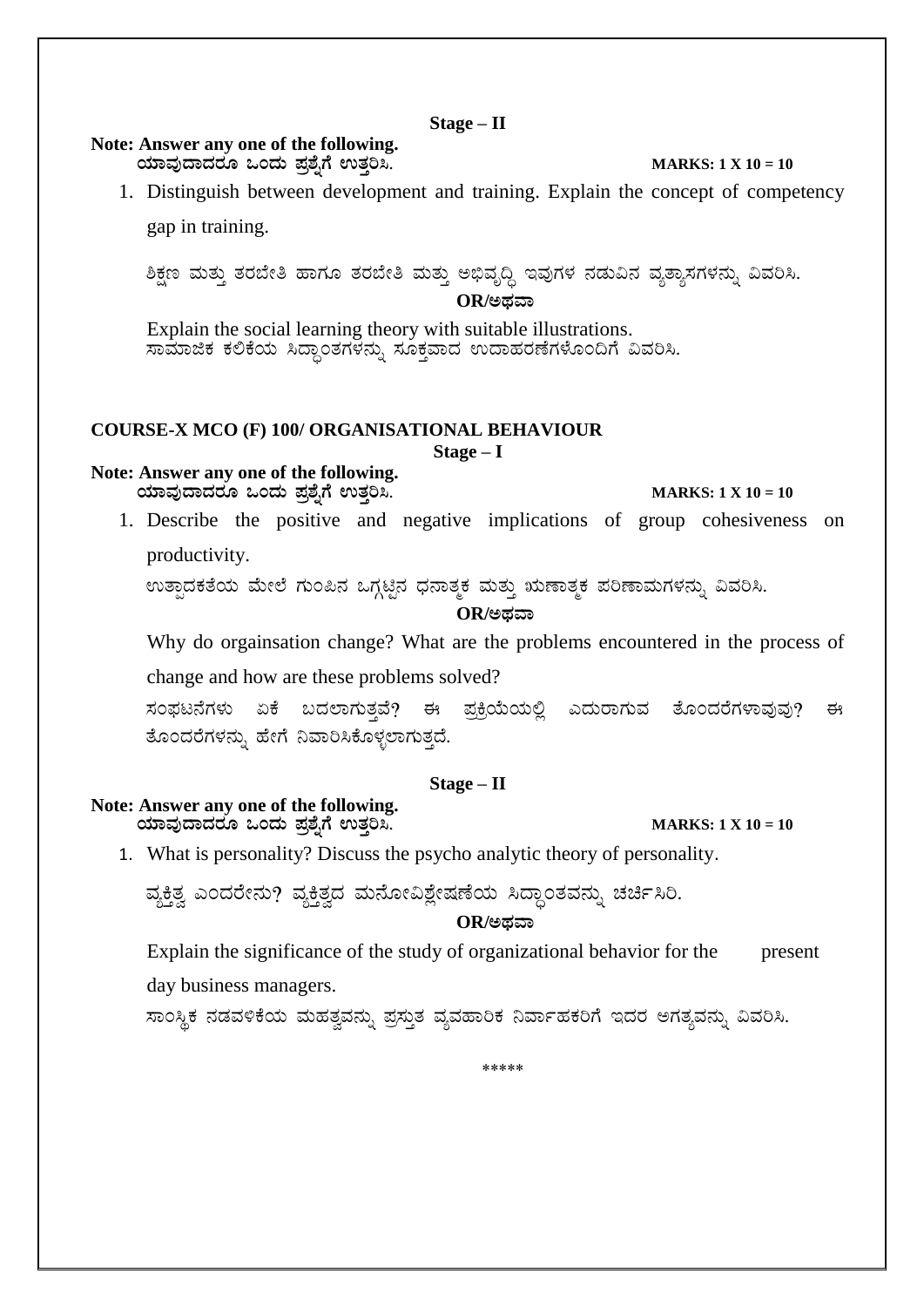**Stage – II**

**Note: Answer any one of the following.**
**ಯಾವುದಾದರೂ ಒಂದು ಪ್ರಶ್ನೆಗೆ ಉತ್ತರಿಸಿ.** **MARKS: 1 X 10 = 10**

1. Distinguish between development and training. Explain the concept of competency gap in training.

   ಶಿಕ್ಷಣ ಮತ್ತು ತರಬೇತಿ ಹಾಗೂ ತರಬೇತಿ ಮತ್ತು ಅಭಿವೃದ್ಧಿ ಇವುಗಳ ನಡುವಿನ ವ್ಯತ್ಯಾಸಗಳನ್ನು ವಿವರಿಸಿ.

   **OR/ಅಥವಾ**

   Explain the social learning theory with suitable illustrations.
   ಸಾಮಾಜಿಕ ಕಲಿಕೆಯ ಸಿದ್ಧಾಂತಗಳನ್ನು ಸೂಕ್ತವಾದ ಉದಾಹರಣೆಗಳೊಂದಿಗೆ ವಿವರಿಸಿ.

## COURSE-X MCO (F) 100/ ORGANISATIONAL BEHAVIOUR

**Stage – I**

**Note: Answer any one of the following.**
**ಯಾವುದಾದರೂ ಒಂದು ಪ್ರಶ್ನೆಗೆ ಉತ್ತರಿಸಿ.** **MARKS: 1 X 10 = 10**

1. Describe the positive and negative implications of group cohesiveness on productivity.

   ಉತ್ಪಾದಕತೆಯ ಮೇಲೆ ಗುಂಪಿನ ಒಗ್ಗಟ್ಟಿನ ಧನಾತ್ಮಕ ಮತ್ತು ಋಣಾತ್ಮಕ ಪರಿಣಾಮಗಳನ್ನು ವಿವರಿಸಿ.

   **OR/ಅಥವಾ**

   Why do orgainsation change? What are the problems encountered in the process of change and how are these problems solved?

   ಸಂಘಟನೆಗಳು ಏಕೆ ಬದಲಾಗುತ್ತವೆ? ಈ ಪ್ರಕ್ರಿಯೆಯಲ್ಲಿ ಎದುರಾಗುವ ತೊಂದರೆಗಳಾವುವು? ಈ ತೊಂದರೆಗಳನ್ನು ಹೇಗೆ ನಿವಾರಿಸಿಕೊಳ್ಳಲಾಗುತ್ತದೆ.

**Stage – II**

**Note: Answer any one of the following.**
**ಯಾವುದಾದರೂ ಒಂದು ಪ್ರಶ್ನೆಗೆ ಉತ್ತರಿಸಿ.** **MARKS: 1 X 10 = 10**

1. What is personality? Discuss the psycho analytic theory of personality.

   ವ್ಯಕ್ತಿತ್ವ ಎಂದರೇನು? ವ್ಯಕ್ತಿತ್ವದ ಮನೋವಿಶ್ಲೇಷಣೆಯ ಸಿದ್ಧಾಂತವನ್ನು ಚರ್ಚಿಸಿರಿ.

   **OR/ಅಥವಾ**

   Explain the significance of the study of organizational behavior for the present day business managers.

   ಸಾಂಸ್ಥಿಕ ನಡವಳಿಕೆಯ ಮಹತ್ವವನ್ನು ಪ್ರಸ್ತುತ ವ್ಯವಹಾರಿಕ ನಿರ್ವಾಹಕರಿಗೆ ಇದರ ಅಗತ್ಯವನ್ನು ವಿವರಿಸಿ.

\*\*\*\*\*